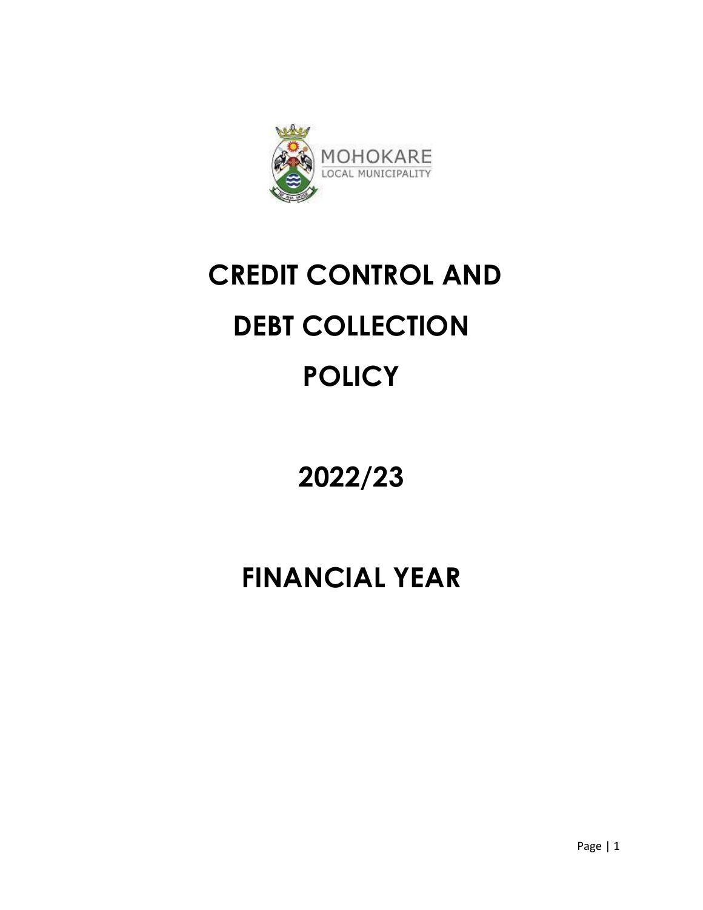MOHOKARE
LOCAL MUNICIPALITY

# CREDIT CONTROL AND DEBT COLLECTION POLICY

# 2022/23

# FINANCIAL YEAR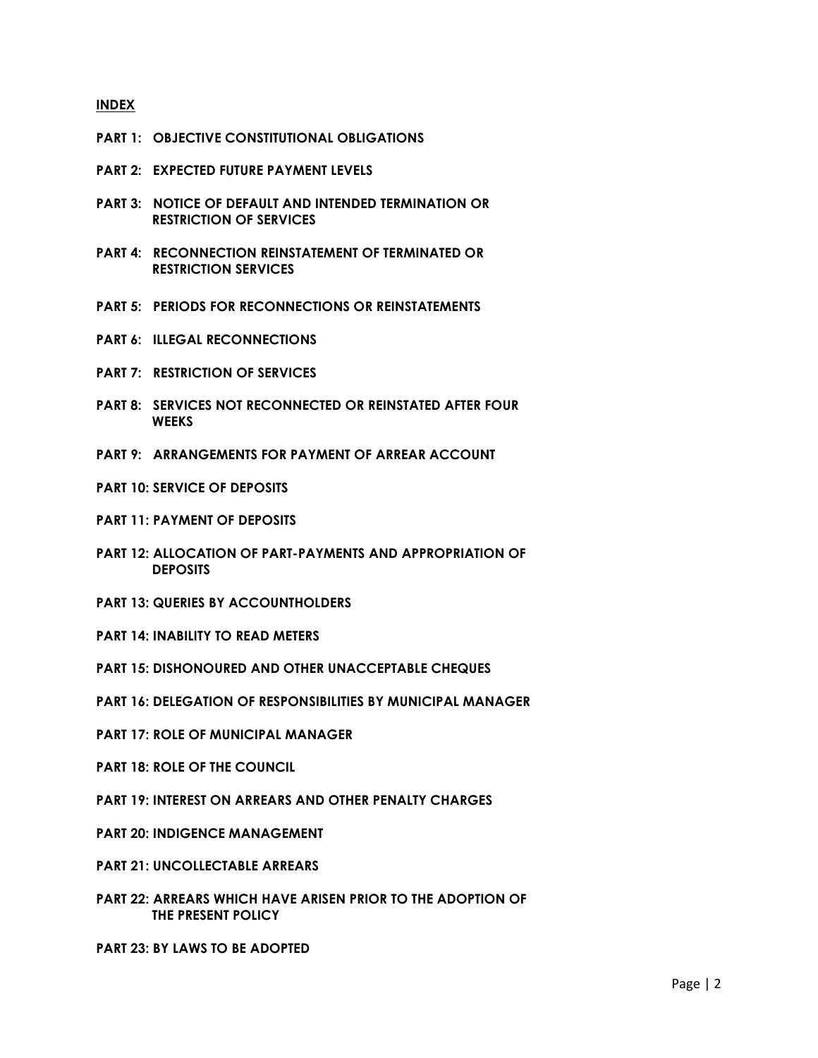## INDEX

**PART 1: OBJECTIVE CONSTITUTIONAL OBLIGATIONS**

**PART 2: EXPECTED FUTURE PAYMENT LEVELS**

**PART 3: NOTICE OF DEFAULT AND INTENDED TERMINATION OR RESTRICTION OF SERVICES**

**PART 4: RECONNECTION REINSTATEMENT OF TERMINATED OR RESTRICTION SERVICES**

**PART 5: PERIODS FOR RECONNECTIONS OR REINSTATEMENTS**

**PART 6: ILLEGAL RECONNECTIONS**

**PART 7: RESTRICTION OF SERVICES**

**PART 8: SERVICES NOT RECONNECTED OR REINSTATED AFTER FOUR WEEKS**

**PART 9: ARRANGEMENTS FOR PAYMENT OF ARREAR ACCOUNT**

**PART 10: SERVICE OF DEPOSITS**

**PART 11: PAYMENT OF DEPOSITS**

**PART 12: ALLOCATION OF PART-PAYMENTS AND APPROPRIATION OF DEPOSITS**

**PART 13: QUERIES BY ACCOUNTHOLDERS**

**PART 14: INABILITY TO READ METERS**

**PART 15: DISHONOURED AND OTHER UNACCEPTABLE CHEQUES**

**PART 16: DELEGATION OF RESPONSIBILITIES BY MUNICIPAL MANAGER**

**PART 17: ROLE OF MUNICIPAL MANAGER**

**PART 18: ROLE OF THE COUNCIL**

**PART 19: INTEREST ON ARREARS AND OTHER PENALTY CHARGES**

**PART 20: INDIGENCE MANAGEMENT**

**PART 21: UNCOLLECTABLE ARREARS**

**PART 22: ARREARS WHICH HAVE ARISEN PRIOR TO THE ADOPTION OF THE PRESENT POLICY**

**PART 23: BY LAWS TO BE ADOPTED**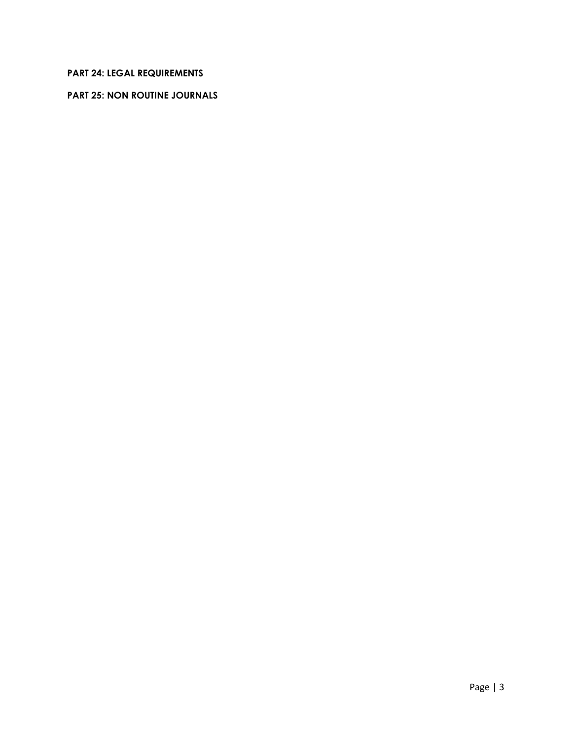**PART 24: LEGAL REQUIREMENTS**

**PART 25: NON ROUTINE JOURNALS**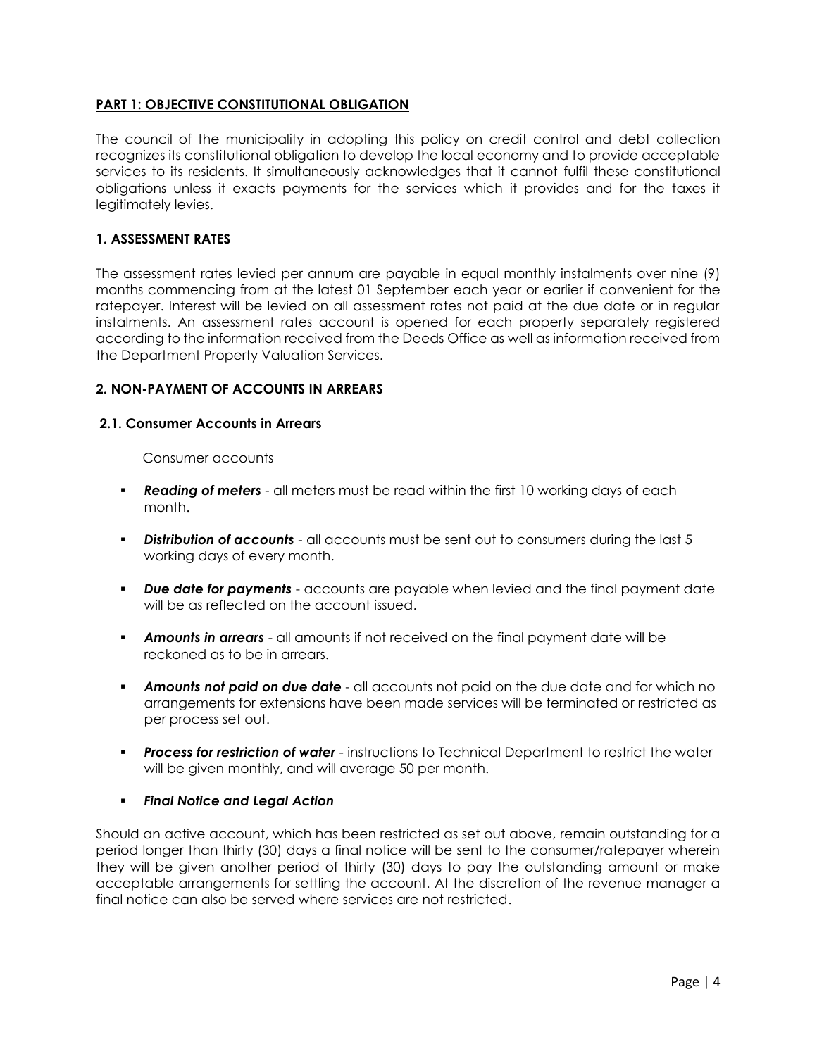## PART 1: OBJECTIVE CONSTITUTIONAL OBLIGATION

The council of the municipality in adopting this policy on credit control and debt collection recognizes its constitutional obligation to develop the local economy and to provide acceptable services to its residents. It simultaneously acknowledges that it cannot fulfil these constitutional obligations unless it exacts payments for the services which it provides and for the taxes it legitimately levies.

### 1. ASSESSMENT RATES

The assessment rates levied per annum are payable in equal monthly instalments over nine (9) months commencing from at the latest 01 September each year or earlier if convenient for the ratepayer. Interest will be levied on all assessment rates not paid at the due date or in regular instalments. An assessment rates account is opened for each property separately registered according to the information received from the Deeds Office as well as information received from the Department Property Valuation Services.

### 2. NON-PAYMENT OF ACCOUNTS IN ARREARS

#### 2.1. Consumer Accounts in Arrears

Consumer accounts

- ***Reading of meters*** - all meters must be read within the first 10 working days of each month.
- ***Distribution of accounts*** - all accounts must be sent out to consumers during the last 5 working days of every month.
- ***Due date for payments*** - accounts are payable when levied and the final payment date will be as reflected on the account issued.
- ***Amounts in arrears*** - all amounts if not received on the final payment date will be reckoned as to be in arrears.
- ***Amounts not paid on due date*** - all accounts not paid on the due date and for which no arrangements for extensions have been made services will be terminated or restricted as per process set out.
- ***Process for restriction of water*** - instructions to Technical Department to restrict the water will be given monthly, and will average 50 per month.
- ***Final Notice and Legal Action***

Should an active account, which has been restricted as set out above, remain outstanding for a period longer than thirty (30) days a final notice will be sent to the consumer/ratepayer wherein they will be given another period of thirty (30) days to pay the outstanding amount or make acceptable arrangements for settling the account. At the discretion of the revenue manager a final notice can also be served where services are not restricted.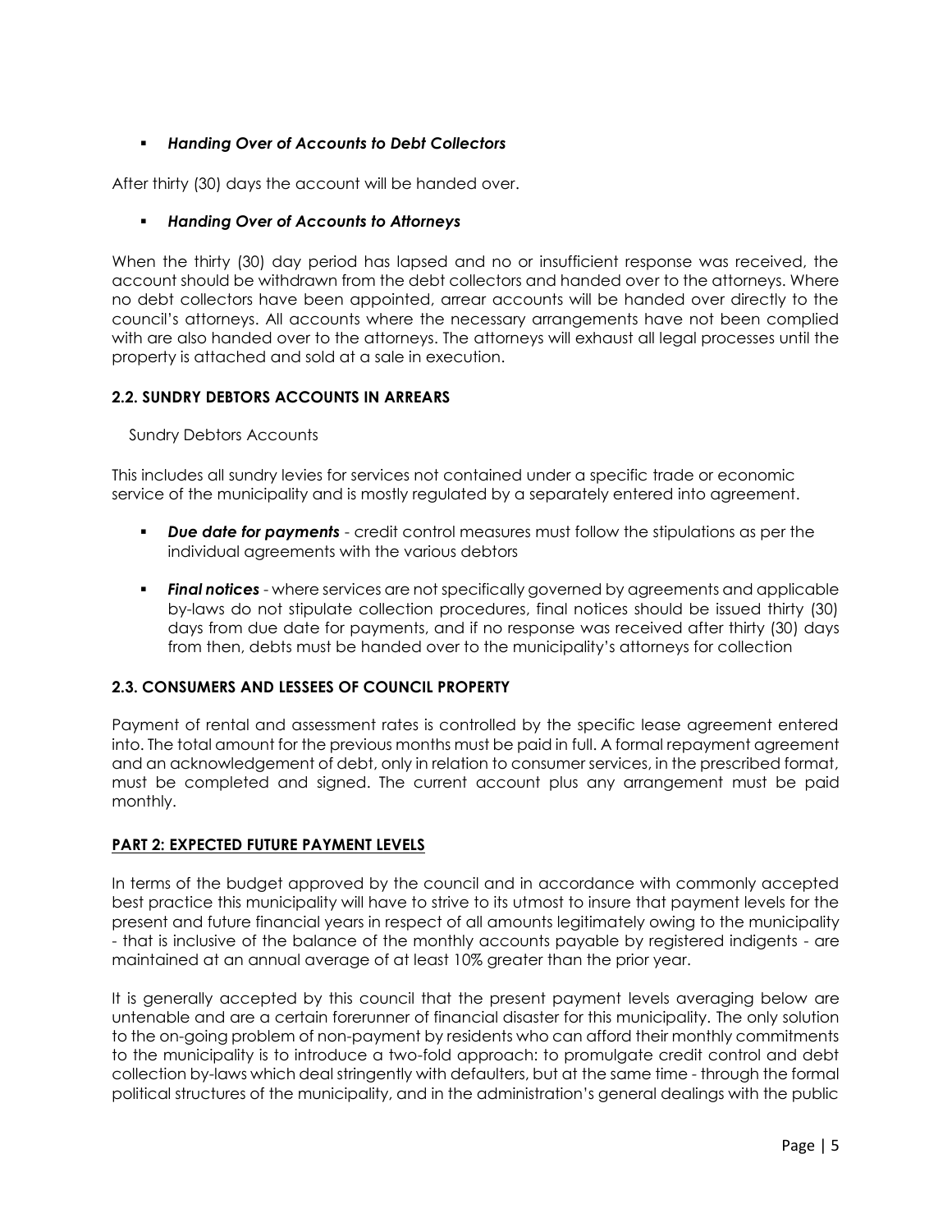- ***Handing Over of Accounts to Debt Collectors***

After thirty (30) days the account will be handed over.

- ***Handing Over of Accounts to Attorneys***

When the thirty (30) day period has lapsed and no or insufficient response was received, the account should be withdrawn from the debt collectors and handed over to the attorneys. Where no debt collectors have been appointed, arrear accounts will be handed over directly to the council's attorneys. All accounts where the necessary arrangements have not been complied with are also handed over to the attorneys. The attorneys will exhaust all legal processes until the property is attached and sold at a sale in execution.

### 2.2. SUNDRY DEBTORS ACCOUNTS IN ARREARS

Sundry Debtors Accounts

This includes all sundry levies for services not contained under a specific trade or economic service of the municipality and is mostly regulated by a separately entered into agreement.

- ***Due date for payments*** - credit control measures must follow the stipulations as per the individual agreements with the various debtors
- ***Final notices*** - where services are not specifically governed by agreements and applicable by-laws do not stipulate collection procedures, final notices should be issued thirty (30) days from due date for payments, and if no response was received after thirty (30) days from then, debts must be handed over to the municipality's attorneys for collection

### 2.3. CONSUMERS AND LESSEES OF COUNCIL PROPERTY

Payment of rental and assessment rates is controlled by the specific lease agreement entered into. The total amount for the previous months must be paid in full. A formal repayment agreement and an acknowledgement of debt, only in relation to consumer services, in the prescribed format, must be completed and signed. The current account plus any arrangement must be paid monthly.

## PART 2: EXPECTED FUTURE PAYMENT LEVELS

In terms of the budget approved by the council and in accordance with commonly accepted best practice this municipality will have to strive to its utmost to insure that payment levels for the present and future financial years in respect of all amounts legitimately owing to the municipality - that is inclusive of the balance of the monthly accounts payable by registered indigents - are maintained at an annual average of at least 10% greater than the prior year.

It is generally accepted by this council that the present payment levels averaging below are untenable and are a certain forerunner of financial disaster for this municipality. The only solution to the on-going problem of non-payment by residents who can afford their monthly commitments to the municipality is to introduce a two-fold approach: to promulgate credit control and debt collection by-laws which deal stringently with defaulters, but at the same time - through the formal political structures of the municipality, and in the administration's general dealings with the public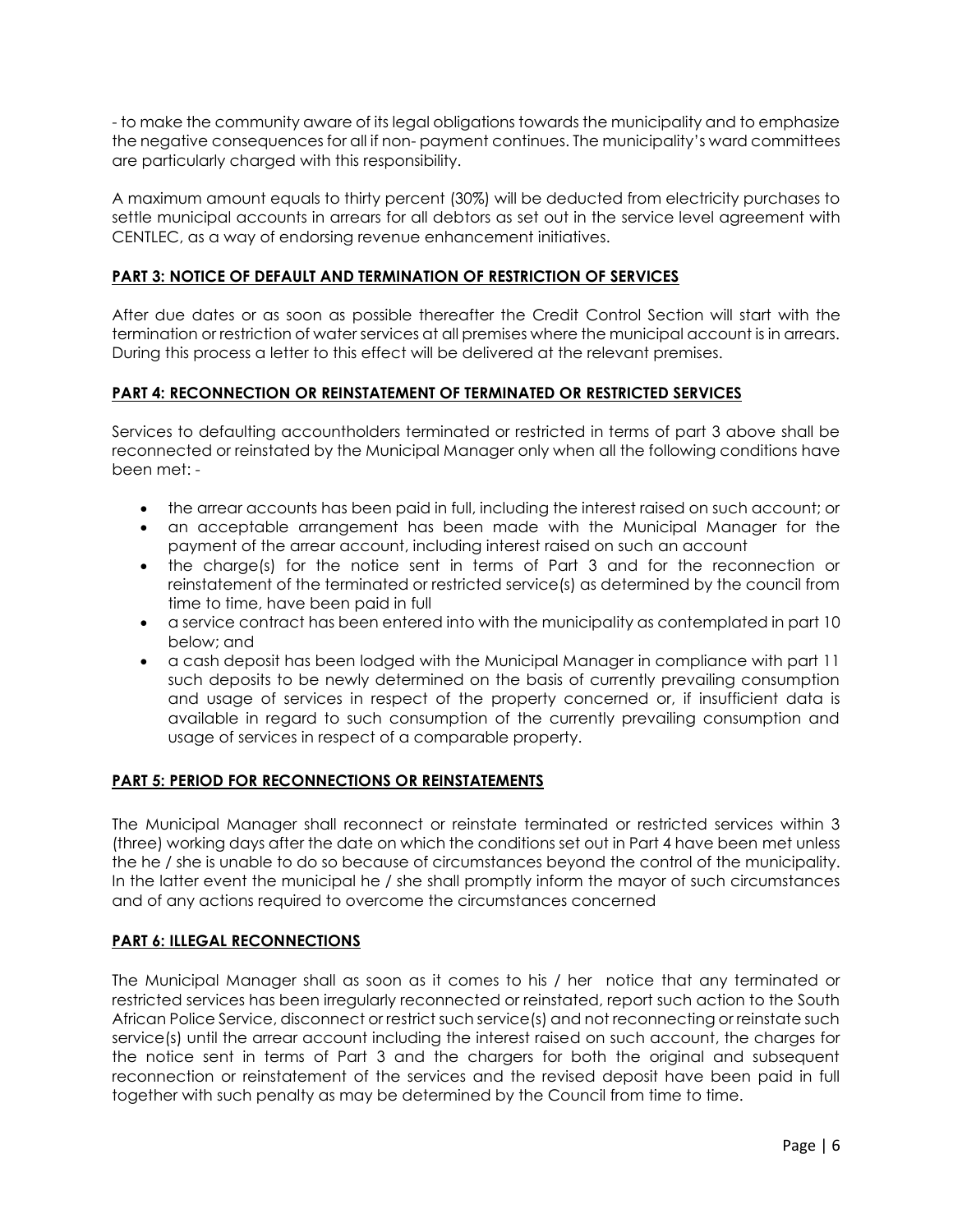- to make the community aware of its legal obligations towards the municipality and to emphasize the negative consequences for all if non- payment continues. The municipality's ward committees are particularly charged with this responsibility.

A maximum amount equals to thirty percent (30%) will be deducted from electricity purchases to settle municipal accounts in arrears for all debtors as set out in the service level agreement with CENTLEC, as a way of endorsing revenue enhancement initiatives.

## PART 3: NOTICE OF DEFAULT AND TERMINATION OF RESTRICTION OF SERVICES

After due dates or as soon as possible thereafter the Credit Control Section will start with the termination or restriction of water services at all premises where the municipal account is in arrears. During this process a letter to this effect will be delivered at the relevant premises.

## PART 4: RECONNECTION OR REINSTATEMENT OF TERMINATED OR RESTRICTED SERVICES

Services to defaulting accountholders terminated or restricted in terms of part 3 above shall be reconnected or reinstated by the Municipal Manager only when all the following conditions have been met: -

- the arrear accounts has been paid in full, including the interest raised on such account; or
- an acceptable arrangement has been made with the Municipal Manager for the payment of the arrear account, including interest raised on such an account
- the charge(s) for the notice sent in terms of Part 3 and for the reconnection or reinstatement of the terminated or restricted service(s) as determined by the council from time to time, have been paid in full
- a service contract has been entered into with the municipality as contemplated in part 10 below; and
- a cash deposit has been lodged with the Municipal Manager in compliance with part 11 such deposits to be newly determined on the basis of currently prevailing consumption and usage of services in respect of the property concerned or, if insufficient data is available in regard to such consumption of the currently prevailing consumption and usage of services in respect of a comparable property.

## PART 5: PERIOD FOR RECONNECTIONS OR REINSTATEMENTS

The Municipal Manager shall reconnect or reinstate terminated or restricted services within 3 (three) working days after the date on which the conditions set out in Part 4 have been met unless the he / she is unable to do so because of circumstances beyond the control of the municipality. In the latter event the municipal he / she shall promptly inform the mayor of such circumstances and of any actions required to overcome the circumstances concerned

## PART 6: ILLEGAL RECONNECTIONS

The Municipal Manager shall as soon as it comes to his / her notice that any terminated or restricted services has been irregularly reconnected or reinstated, report such action to the South African Police Service, disconnect or restrict such service(s) and not reconnecting or reinstate such service(s) until the arrear account including the interest raised on such account, the charges for the notice sent in terms of Part 3 and the chargers for both the original and subsequent reconnection or reinstatement of the services and the revised deposit have been paid in full together with such penalty as may be determined by the Council from time to time.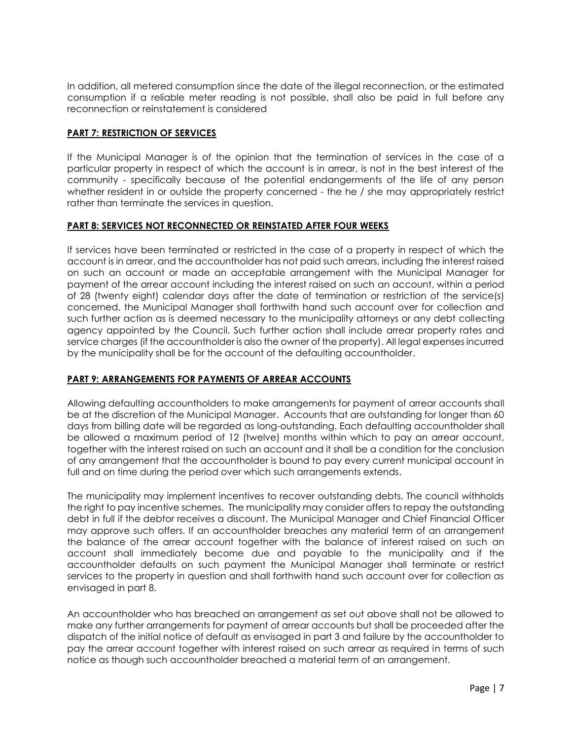In addition, all metered consumption since the date of the illegal reconnection, or the estimated consumption if a reliable meter reading is not possible, shall also be paid in full before any reconnection or reinstatement is considered

## PART 7: RESTRICTION OF SERVICES

If the Municipal Manager is of the opinion that the termination of services in the case of a particular property in respect of which the account is in arrear, is not in the best interest of the community - specifically because of the potential endangerments of the life of any person whether resident in or outside the property concerned - the he / she may appropriately restrict rather than terminate the services in question.

## PART 8: SERVICES NOT RECONNECTED OR REINSTATED AFTER FOUR WEEKS

If services have been terminated or restricted in the case of a property in respect of which the account is in arrear, and the accountholder has not paid such arrears, including the interest raised on such an account or made an acceptable arrangement with the Municipal Manager for payment of the arrear account including the interest raised on such an account, within a period of 28 (twenty eight) calendar days after the date of termination or restriction of the service(s) concerned, the Municipal Manager shall forthwith hand such account over for collection and such further action as is deemed necessary to the municipality attorneys or any debt collecting agency appointed by the Council. Such further action shall include arrear property rates and service charges (if the accountholder is also the owner of the property). All legal expenses incurred by the municipality shall be for the account of the defaulting accountholder.

## PART 9: ARRANGEMENTS FOR PAYMENTS OF ARREAR ACCOUNTS

Allowing defaulting accountholders to make arrangements for payment of arrear accounts shall be at the discretion of the Municipal Manager. Accounts that are outstanding for longer than 60 days from billing date will be regarded as long-outstanding. Each defaulting accountholder shall be allowed a maximum period of 12 (twelve) months within which to pay an arrear account, together with the interest raised on such an account and it shall be a condition for the conclusion of any arrangement that the accountholder is bound to pay every current municipal account in full and on time during the period over which such arrangements extends.

The municipality may implement incentives to recover outstanding debts. The council withholds the right to pay incentive schemes. The municipality may consider offers to repay the outstanding debt in full if the debtor receives a discount. The Municipal Manager and Chief Financial Officer may approve such offers. If an accountholder breaches any material term of an arrangement the balance of the arrear account together with the balance of interest raised on such an account shall immediately become due and payable to the municipality and if the accountholder defaults on such payment the Municipal Manager shall terminate or restrict services to the property in question and shall forthwith hand such account over for collection as envisaged in part 8.

An accountholder who has breached an arrangement as set out above shall not be allowed to make any further arrangements for payment of arrear accounts but shall be proceeded after the dispatch of the initial notice of default as envisaged in part 3 and failure by the accountholder to pay the arrear account together with interest raised on such arrear as required in terms of such notice as though such accountholder breached a material term of an arrangement.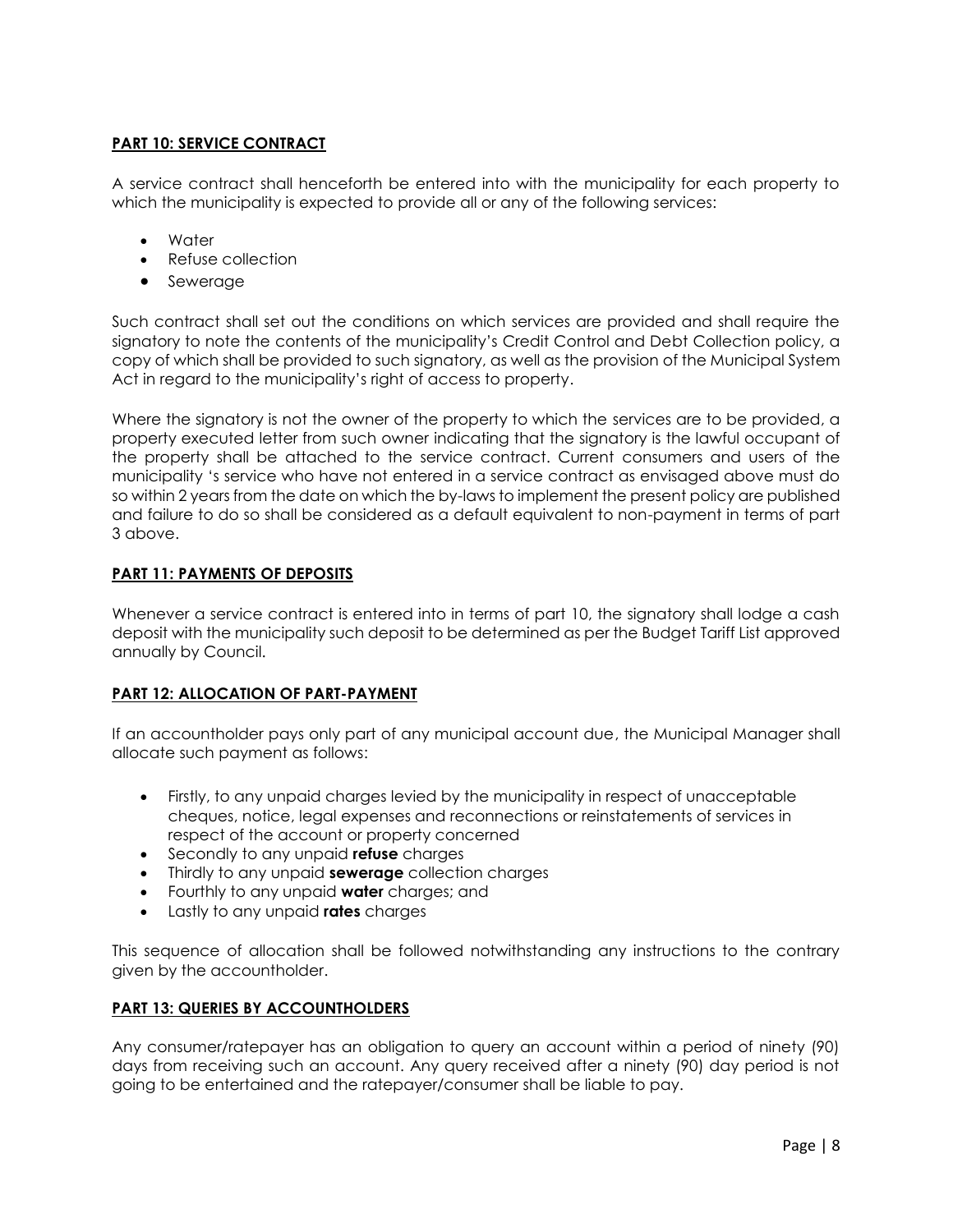## PART 10: SERVICE CONTRACT

A service contract shall henceforth be entered into with the municipality for each property to which the municipality is expected to provide all or any of the following services:

- Water
- Refuse collection
- Sewerage

Such contract shall set out the conditions on which services are provided and shall require the signatory to note the contents of the municipality's Credit Control and Debt Collection policy, a copy of which shall be provided to such signatory, as well as the provision of the Municipal System Act in regard to the municipality's right of access to property.

Where the signatory is not the owner of the property to which the services are to be provided, a property executed letter from such owner indicating that the signatory is the lawful occupant of the property shall be attached to the service contract. Current consumers and users of the municipality 's service who have not entered in a service contract as envisaged above must do so within 2 years from the date on which the by-laws to implement the present policy are published and failure to do so shall be considered as a default equivalent to non-payment in terms of part 3 above.

## PART 11: PAYMENTS OF DEPOSITS

Whenever a service contract is entered into in terms of part 10, the signatory shall lodge a cash deposit with the municipality such deposit to be determined as per the Budget Tariff List approved annually by Council.

## PART 12: ALLOCATION OF PART-PAYMENT

If an accountholder pays only part of any municipal account due, the Municipal Manager shall allocate such payment as follows:

- Firstly, to any unpaid charges levied by the municipality in respect of unacceptable cheques, notice, legal expenses and reconnections or reinstatements of services in respect of the account or property concerned
- Secondly to any unpaid **refuse** charges
- Thirdly to any unpaid **sewerage** collection charges
- Fourthly to any unpaid **water** charges; and
- Lastly to any unpaid **rates** charges

This sequence of allocation shall be followed notwithstanding any instructions to the contrary given by the accountholder.

## PART 13: QUERIES BY ACCOUNTHOLDERS

Any consumer/ratepayer has an obligation to query an account within a period of ninety (90) days from receiving such an account. Any query received after a ninety (90) day period is not going to be entertained and the ratepayer/consumer shall be liable to pay.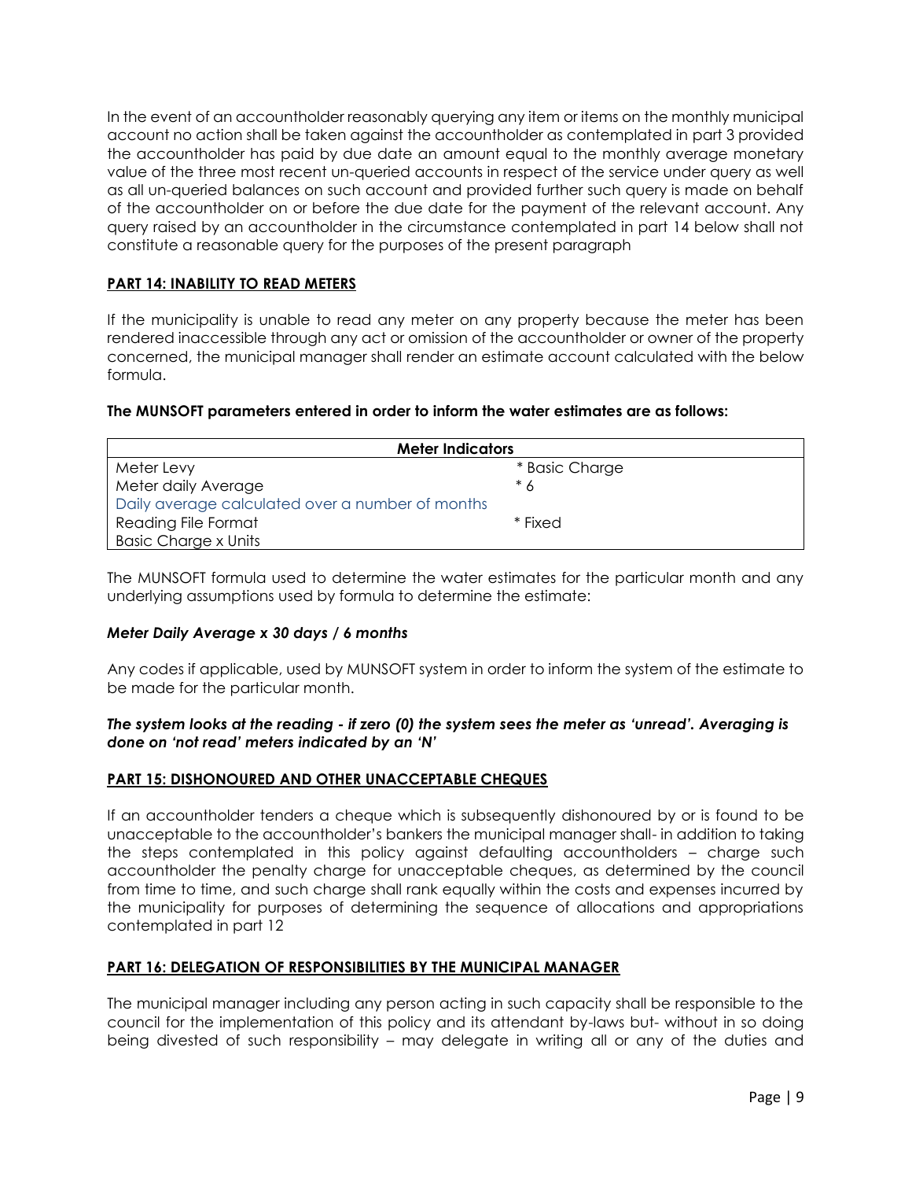In the event of an accountholder reasonably querying any item or items on the monthly municipal account no action shall be taken against the accountholder as contemplated in part 3 provided the accountholder has paid by due date an amount equal to the monthly average monetary value of the three most recent un-queried accounts in respect of the service under query as well as all un-queried balances on such account and provided further such query is made on behalf of the accountholder on or before the due date for the payment of the relevant account. Any query raised by an accountholder in the circumstance contemplated in part 14 below shall not constitute a reasonable query for the purposes of the present paragraph

## PART 14: INABILITY TO READ METERS

If the municipality is unable to read any meter on any property because the meter has been rendered inaccessible through any act or omission of the accountholder or owner of the property concerned, the municipal manager shall render an estimate account calculated with the below formula.

**The MUNSOFT parameters entered in order to inform the water estimates are as follows:**

| Meter Indicators | |
|---|---|
| Meter Levy | * Basic Charge |
| Meter daily Average | * 6 |
| Daily average calculated over a number of months | |
| Reading File Format | * Fixed |
| Basic Charge x Units | |

The MUNSOFT formula used to determine the water estimates for the particular month and any underlying assumptions used by formula to determine the estimate:

***Meter Daily Average x 30 days / 6 months***

Any codes if applicable, used by MUNSOFT system in order to inform the system of the estimate to be made for the particular month.

***The system looks at the reading - if zero (0) the system sees the meter as 'unread'. Averaging is done on 'not read' meters indicated by an 'N'***

## PART 15: DISHONOURED AND OTHER UNACCEPTABLE CHEQUES

If an accountholder tenders a cheque which is subsequently dishonoured by or is found to be unacceptable to the accountholder's bankers the municipal manager shall- in addition to taking the steps contemplated in this policy against defaulting accountholders – charge such accountholder the penalty charge for unacceptable cheques, as determined by the council from time to time, and such charge shall rank equally within the costs and expenses incurred by the municipality for purposes of determining the sequence of allocations and appropriations contemplated in part 12

## PART 16: DELEGATION OF RESPONSIBILITIES BY THE MUNICIPAL MANAGER

The municipal manager including any person acting in such capacity shall be responsible to the council for the implementation of this policy and its attendant by-laws but- without in so doing being divested of such responsibility – may delegate in writing all or any of the duties and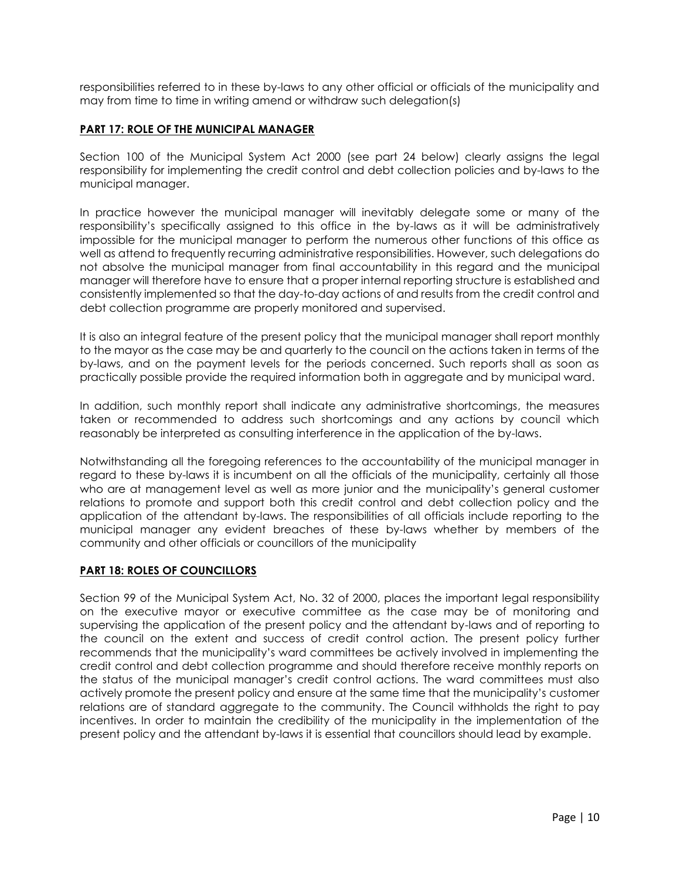responsibilities referred to in these by-laws to any other official or officials of the municipality and may from time to time in writing amend or withdraw such delegation(s)

## PART 17: ROLE OF THE MUNICIPAL MANAGER

Section 100 of the Municipal System Act 2000 (see part 24 below) clearly assigns the legal responsibility for implementing the credit control and debt collection policies and by-laws to the municipal manager.

In practice however the municipal manager will inevitably delegate some or many of the responsibility's specifically assigned to this office in the by-laws as it will be administratively impossible for the municipal manager to perform the numerous other functions of this office as well as attend to frequently recurring administrative responsibilities. However, such delegations do not absolve the municipal manager from final accountability in this regard and the municipal manager will therefore have to ensure that a proper internal reporting structure is established and consistently implemented so that the day-to-day actions of and results from the credit control and debt collection programme are properly monitored and supervised.

It is also an integral feature of the present policy that the municipal manager shall report monthly to the mayor as the case may be and quarterly to the council on the actions taken in terms of the by-laws, and on the payment levels for the periods concerned. Such reports shall as soon as practically possible provide the required information both in aggregate and by municipal ward.

In addition, such monthly report shall indicate any administrative shortcomings, the measures taken or recommended to address such shortcomings and any actions by council which reasonably be interpreted as consulting interference in the application of the by-laws.

Notwithstanding all the foregoing references to the accountability of the municipal manager in regard to these by-laws it is incumbent on all the officials of the municipality, certainly all those who are at management level as well as more junior and the municipality's general customer relations to promote and support both this credit control and debt collection policy and the application of the attendant by-laws. The responsibilities of all officials include reporting to the municipal manager any evident breaches of these by-laws whether by members of the community and other officials or councillors of the municipality

## PART 18: ROLES OF COUNCILLORS

Section 99 of the Municipal System Act, No. 32 of 2000, places the important legal responsibility on the executive mayor or executive committee as the case may be of monitoring and supervising the application of the present policy and the attendant by-laws and of reporting to the council on the extent and success of credit control action. The present policy further recommends that the municipality's ward committees be actively involved in implementing the credit control and debt collection programme and should therefore receive monthly reports on the status of the municipal manager's credit control actions. The ward committees must also actively promote the present policy and ensure at the same time that the municipality's customer relations are of standard aggregate to the community. The Council withholds the right to pay incentives. In order to maintain the credibility of the municipality in the implementation of the present policy and the attendant by-laws it is essential that councillors should lead by example.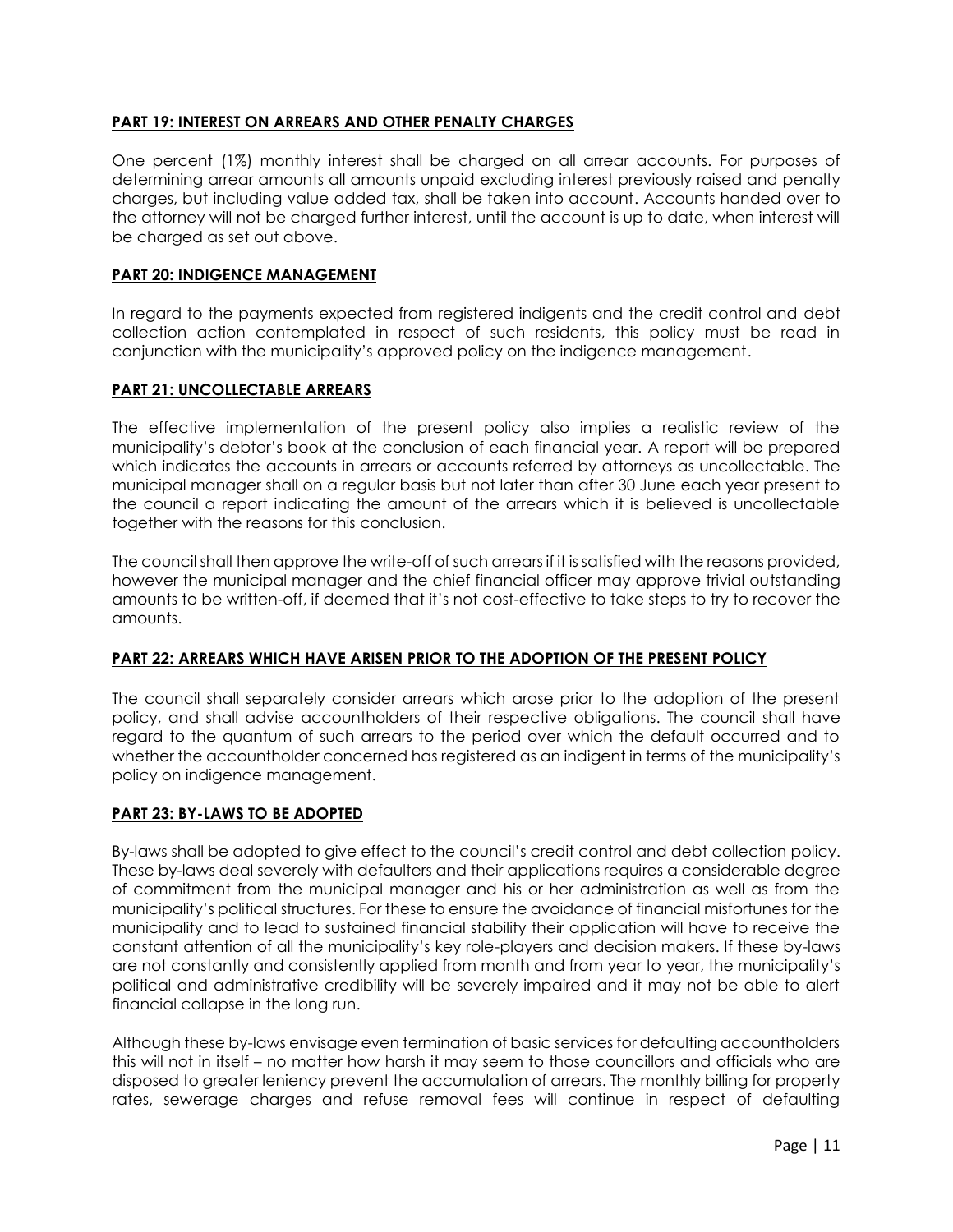## PART 19: INTEREST ON ARREARS AND OTHER PENALTY CHARGES

One percent (1%) monthly interest shall be charged on all arrear accounts. For purposes of determining arrear amounts all amounts unpaid excluding interest previously raised and penalty charges, but including value added tax, shall be taken into account. Accounts handed over to the attorney will not be charged further interest, until the account is up to date, when interest will be charged as set out above.

## PART 20: INDIGENCE MANAGEMENT

In regard to the payments expected from registered indigents and the credit control and debt collection action contemplated in respect of such residents, this policy must be read in conjunction with the municipality's approved policy on the indigence management.

## PART 21: UNCOLLECTABLE ARREARS

The effective implementation of the present policy also implies a realistic review of the municipality's debtor's book at the conclusion of each financial year. A report will be prepared which indicates the accounts in arrears or accounts referred by attorneys as uncollectable. The municipal manager shall on a regular basis but not later than after 30 June each year present to the council a report indicating the amount of the arrears which it is believed is uncollectable together with the reasons for this conclusion.

The council shall then approve the write-off of such arrears if it is satisfied with the reasons provided, however the municipal manager and the chief financial officer may approve trivial outstanding amounts to be written-off, if deemed that it's not cost-effective to take steps to try to recover the amounts.

## PART 22: ARREARS WHICH HAVE ARISEN PRIOR TO THE ADOPTION OF THE PRESENT POLICY

The council shall separately consider arrears which arose prior to the adoption of the present policy, and shall advise accountholders of their respective obligations. The council shall have regard to the quantum of such arrears to the period over which the default occurred and to whether the accountholder concerned has registered as an indigent in terms of the municipality's policy on indigence management.

## PART 23: BY-LAWS TO BE ADOPTED

By-laws shall be adopted to give effect to the council's credit control and debt collection policy. These by-laws deal severely with defaulters and their applications requires a considerable degree of commitment from the municipal manager and his or her administration as well as from the municipality's political structures. For these to ensure the avoidance of financial misfortunes for the municipality and to lead to sustained financial stability their application will have to receive the constant attention of all the municipality's key role-players and decision makers. If these by-laws are not constantly and consistently applied from month and from year to year, the municipality's political and administrative credibility will be severely impaired and it may not be able to alert financial collapse in the long run.

Although these by-laws envisage even termination of basic services for defaulting accountholders this will not in itself – no matter how harsh it may seem to those councillors and officials who are disposed to greater leniency prevent the accumulation of arrears. The monthly billing for property rates, sewerage charges and refuse removal fees will continue in respect of defaulting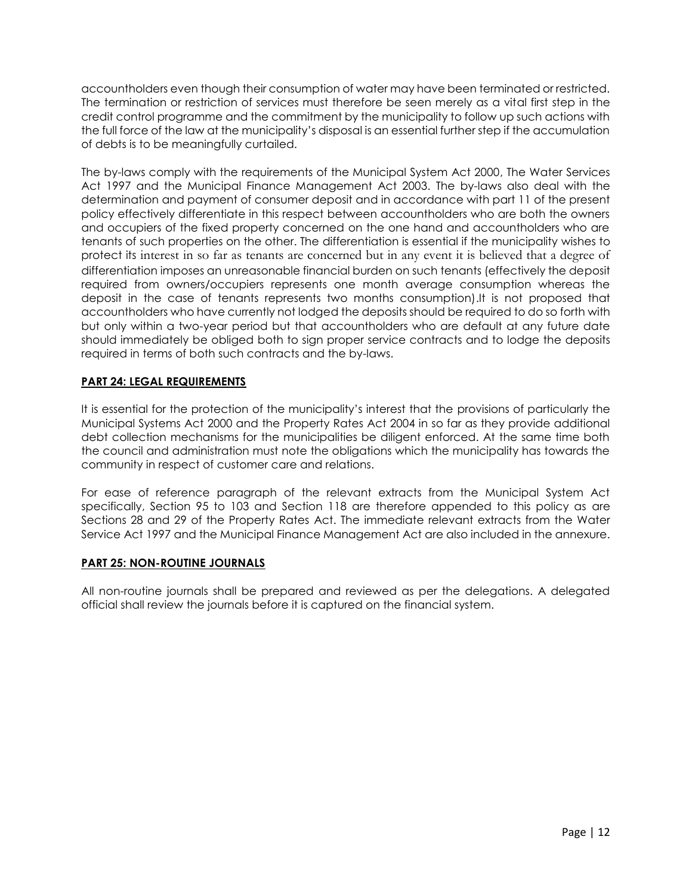accountholders even though their consumption of water may have been terminated or restricted. The termination or restriction of services must therefore be seen merely as a vital first step in the credit control programme and the commitment by the municipality to follow up such actions with the full force of the law at the municipality's disposal is an essential further step if the accumulation of debts is to be meaningfully curtailed.

The by-laws comply with the requirements of the Municipal System Act 2000, The Water Services Act 1997 and the Municipal Finance Management Act 2003. The by-laws also deal with the determination and payment of consumer deposit and in accordance with part 11 of the present policy effectively differentiate in this respect between accountholders who are both the owners and occupiers of the fixed property concerned on the one hand and accountholders who are tenants of such properties on the other. The differentiation is essential if the municipality wishes to protect its interest in so far as tenants are concerned but in any event it is believed that a degree of differentiation imposes an unreasonable financial burden on such tenants (effectively the deposit required from owners/occupiers represents one month average consumption whereas the deposit in the case of tenants represents two months consumption).It is not proposed that accountholders who have currently not lodged the deposits should be required to do so forth with but only within a two-year period but that accountholders who are default at any future date should immediately be obliged both to sign proper service contracts and to lodge the deposits required in terms of both such contracts and the by-laws.

**PART 24: LEGAL REQUIREMENTS**

It is essential for the protection of the municipality's interest that the provisions of particularly the Municipal Systems Act 2000 and the Property Rates Act 2004 in so far as they provide additional debt collection mechanisms for the municipalities be diligent enforced. At the same time both the council and administration must note the obligations which the municipality has towards the community in respect of customer care and relations.

For ease of reference paragraph of the relevant extracts from the Municipal System Act specifically, Section 95 to 103 and Section 118 are therefore appended to this policy as are Sections 28 and 29 of the Property Rates Act. The immediate relevant extracts from the Water Service Act 1997 and the Municipal Finance Management Act are also included in the annexure.

**PART 25: NON-ROUTINE JOURNALS**

All non-routine journals shall be prepared and reviewed as per the delegations. A delegated official shall review the journals before it is captured on the financial system.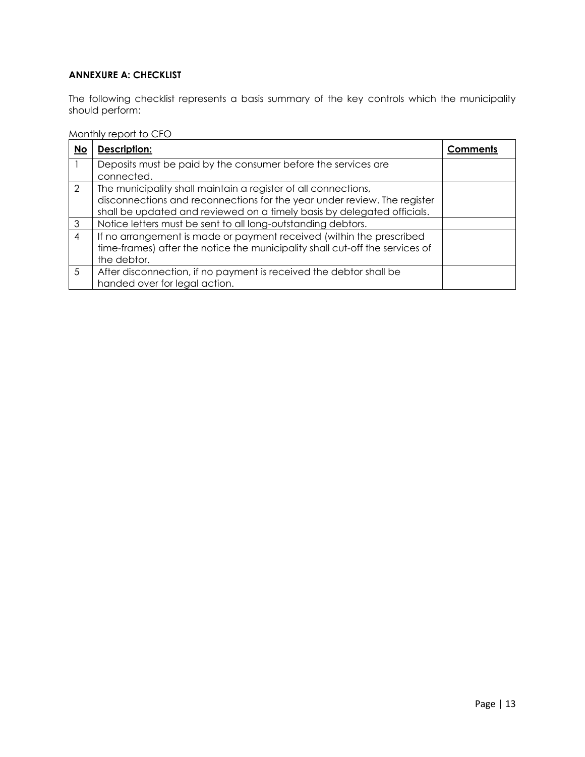**ANNEXURE A: CHECKLIST**

The following checklist represents a basis summary of the key controls which the municipality should perform:

Monthly report to CFO

| No | Description: | Comments |
|---|---|---|
| 1 | Deposits must be paid by the consumer before the services are connected. | |
| 2 | The municipality shall maintain a register of all connections, disconnections and reconnections for the year under review. The register shall be updated and reviewed on a timely basis by delegated officials. | |
| 3 | Notice letters must be sent to all long-outstanding debtors. | |
| 4 | If no arrangement is made or payment received (within the prescribed time-frames) after the notice the municipality shall cut-off the services of the debtor. | |
| 5 | After disconnection, if no payment is received the debtor shall be handed over for legal action. | |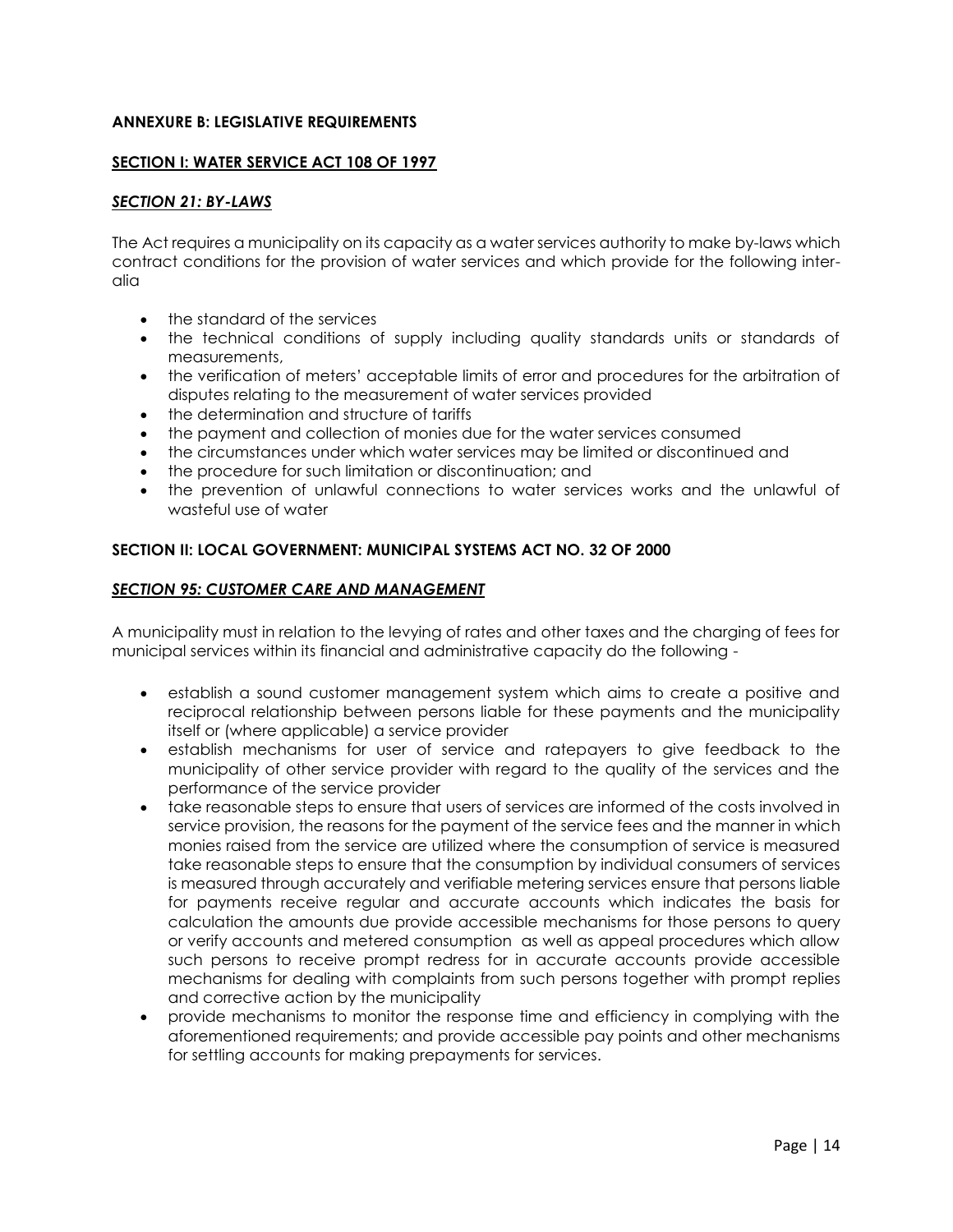**ANNEXURE B: LEGISLATIVE REQUIREMENTS**

**<u>SECTION I: WATER SERVICE ACT 108 OF 1997</u>**

***<u>SECTION 21: BY-LAWS</u>***

The Act requires a municipality on its capacity as a water services authority to make by-laws which contract conditions for the provision of water services and which provide for the following inter-alia

- the standard of the services
- the technical conditions of supply including quality standards units or standards of measurements,
- the verification of meters' acceptable limits of error and procedures for the arbitration of disputes relating to the measurement of water services provided
- the determination and structure of tariffs
- the payment and collection of monies due for the water services consumed
- the circumstances under which water services may be limited or discontinued and
- the procedure for such limitation or discontinuation; and
- the prevention of unlawful connections to water services works and the unlawful of wasteful use of water

**SECTION II: LOCAL GOVERNMENT: MUNICIPAL SYSTEMS ACT NO. 32 OF 2000**

***<u>SECTION 95: CUSTOMER CARE AND MANAGEMENT</u>***

A municipality must in relation to the levying of rates and other taxes and the charging of fees for municipal services within its financial and administrative capacity do the following -

- establish a sound customer management system which aims to create a positive and reciprocal relationship between persons liable for these payments and the municipality itself or (where applicable) a service provider
- establish mechanisms for user of service and ratepayers to give feedback to the municipality of other service provider with regard to the quality of the services and the performance of the service provider
- take reasonable steps to ensure that users of services are informed of the costs involved in service provision, the reasons for the payment of the service fees and the manner in which monies raised from the service are utilized where the consumption of service is measured take reasonable steps to ensure that the consumption by individual consumers of services is measured through accurately and verifiable metering services ensure that persons liable for payments receive regular and accurate accounts which indicates the basis for calculation the amounts due provide accessible mechanisms for those persons to query or verify accounts and metered consumption as well as appeal procedures which allow such persons to receive prompt redress for in accurate accounts provide accessible mechanisms for dealing with complaints from such persons together with prompt replies and corrective action by the municipality
- provide mechanisms to monitor the response time and efficiency in complying with the aforementioned requirements; and provide accessible pay points and other mechanisms for settling accounts for making prepayments for services.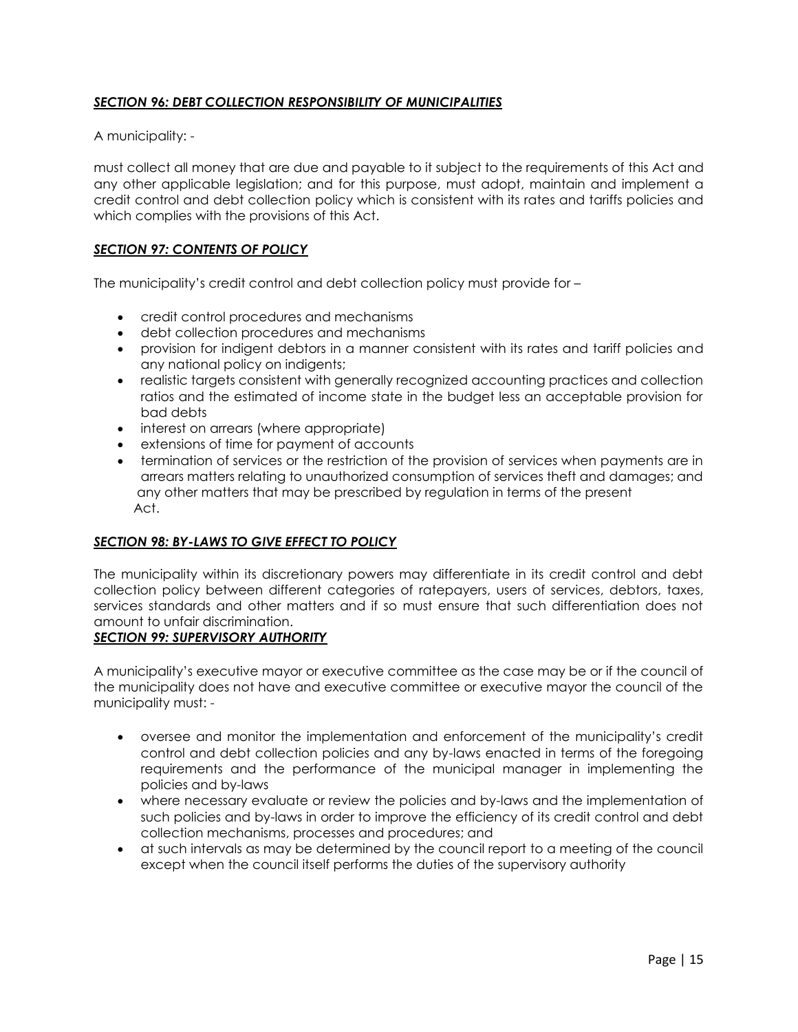***SECTION 96: DEBT COLLECTION RESPONSIBILITY OF MUNICIPALITIES***

A municipality: -

must collect all money that are due and payable to it subject to the requirements of this Act and any other applicable legislation; and for this purpose, must adopt, maintain and implement a credit control and debt collection policy which is consistent with its rates and tariffs policies and which complies with the provisions of this Act.

***SECTION 97: CONTENTS OF POLICY***

The municipality's credit control and debt collection policy must provide for –

- credit control procedures and mechanisms
- debt collection procedures and mechanisms
- provision for indigent debtors in a manner consistent with its rates and tariff policies and any national policy on indigents;
- realistic targets consistent with generally recognized accounting practices and collection ratios and the estimated of income state in the budget less an acceptable provision for bad debts
- interest on arrears (where appropriate)
- extensions of time for payment of accounts
- termination of services or the restriction of the provision of services when payments are in arrears matters relating to unauthorized consumption of services theft and damages; and any other matters that may be prescribed by regulation in terms of the present Act.

***SECTION 98: BY-LAWS TO GIVE EFFECT TO POLICY***

The municipality within its discretionary powers may differentiate in its credit control and debt collection policy between different categories of ratepayers, users of services, debtors, taxes, services standards and other matters and if so must ensure that such differentiation does not amount to unfair discrimination.

***SECTION 99: SUPERVISORY AUTHORITY***

A municipality's executive mayor or executive committee as the case may be or if the council of the municipality does not have and executive committee or executive mayor the council of the municipality must: -

- oversee and monitor the implementation and enforcement of the municipality's credit control and debt collection policies and any by-laws enacted in terms of the foregoing requirements and the performance of the municipal manager in implementing the policies and by-laws
- where necessary evaluate or review the policies and by-laws and the implementation of such policies and by-laws in order to improve the efficiency of its credit control and debt collection mechanisms, processes and procedures; and
- at such intervals as may be determined by the council report to a meeting of the council except when the council itself performs the duties of the supervisory authority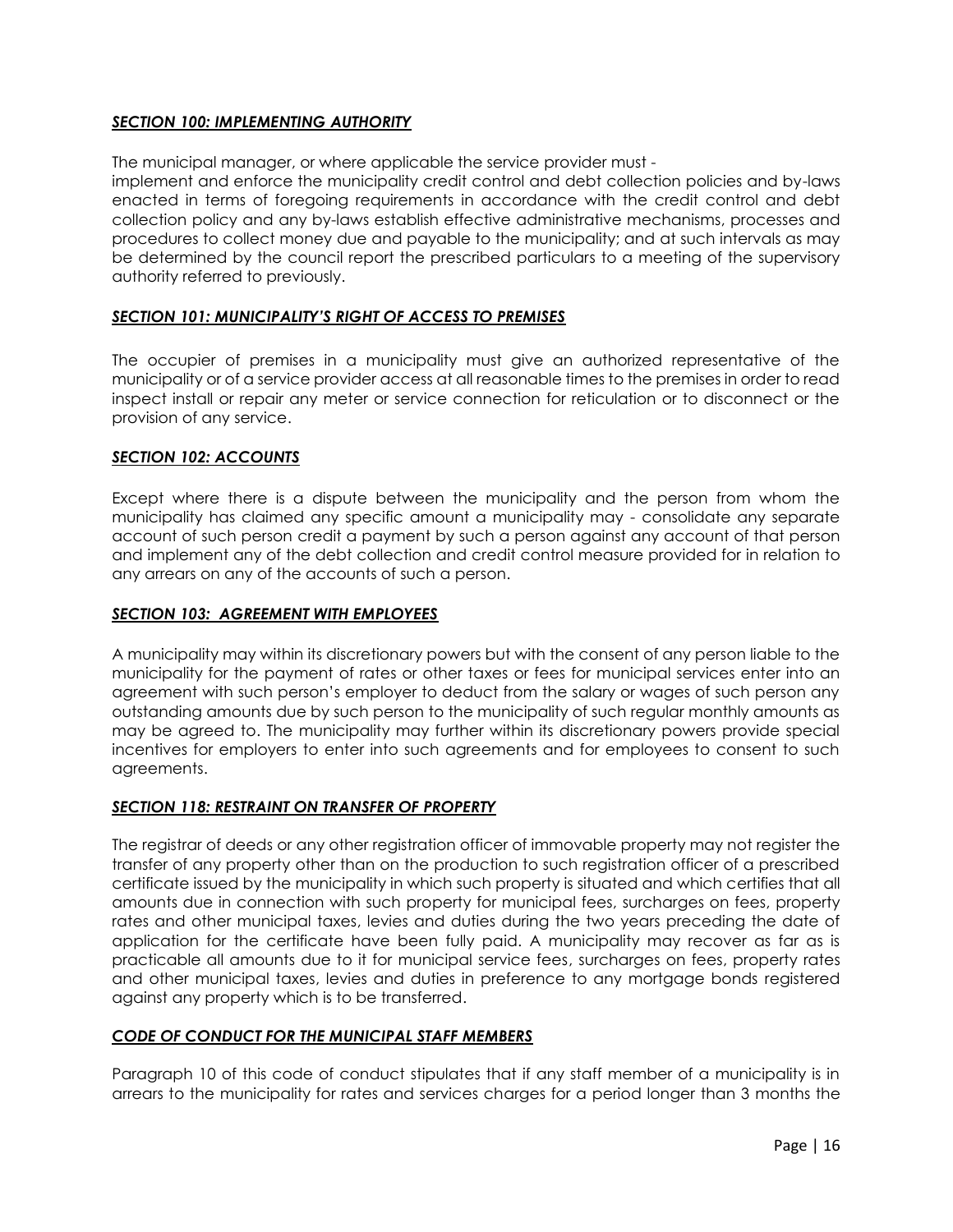***SECTION 100: IMPLEMENTING AUTHORITY***

The municipal manager, or where applicable the service provider must - implement and enforce the municipality credit control and debt collection policies and by-laws enacted in terms of foregoing requirements in accordance with the credit control and debt collection policy and any by-laws establish effective administrative mechanisms, processes and procedures to collect money due and payable to the municipality; and at such intervals as may be determined by the council report the prescribed particulars to a meeting of the supervisory authority referred to previously.

***SECTION 101: MUNICIPALITY'S RIGHT OF ACCESS TO PREMISES***

The occupier of premises in a municipality must give an authorized representative of the municipality or of a service provider access at all reasonable times to the premises in order to read inspect install or repair any meter or service connection for reticulation or to disconnect or the provision of any service.

***SECTION 102: ACCOUNTS***

Except where there is a dispute between the municipality and the person from whom the municipality has claimed any specific amount a municipality may - consolidate any separate account of such person credit a payment by such a person against any account of that person and implement any of the debt collection and credit control measure provided for in relation to any arrears on any of the accounts of such a person.

***SECTION 103: AGREEMENT WITH EMPLOYEES***

A municipality may within its discretionary powers but with the consent of any person liable to the municipality for the payment of rates or other taxes or fees for municipal services enter into an agreement with such person's employer to deduct from the salary or wages of such person any outstanding amounts due by such person to the municipality of such regular monthly amounts as may be agreed to. The municipality may further within its discretionary powers provide special incentives for employers to enter into such agreements and for employees to consent to such agreements.

***SECTION 118: RESTRAINT ON TRANSFER OF PROPERTY***

The registrar of deeds or any other registration officer of immovable property may not register the transfer of any property other than on the production to such registration officer of a prescribed certificate issued by the municipality in which such property is situated and which certifies that all amounts due in connection with such property for municipal fees, surcharges on fees, property rates and other municipal taxes, levies and duties during the two years preceding the date of application for the certificate have been fully paid. A municipality may recover as far as is practicable all amounts due to it for municipal service fees, surcharges on fees, property rates and other municipal taxes, levies and duties in preference to any mortgage bonds registered against any property which is to be transferred.

***CODE OF CONDUCT FOR THE MUNICIPAL STAFF MEMBERS***

Paragraph 10 of this code of conduct stipulates that if any staff member of a municipality is in arrears to the municipality for rates and services charges for a period longer than 3 months the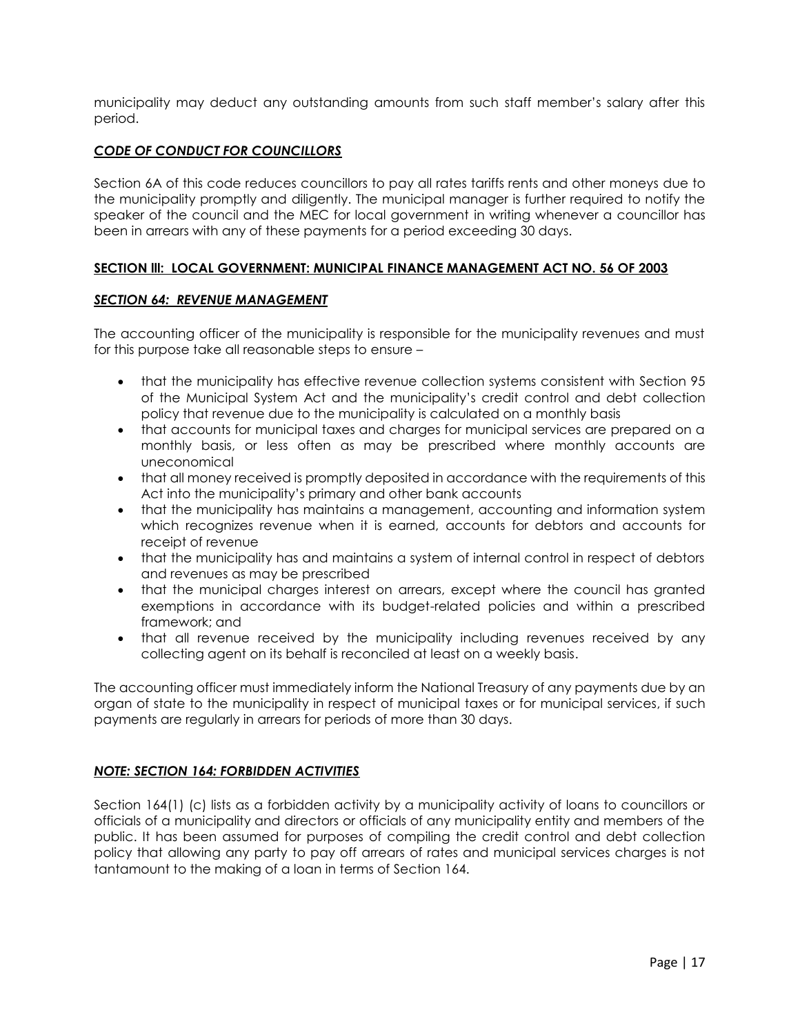municipality may deduct any outstanding amounts from such staff member's salary after this period.

***CODE OF CONDUCT FOR COUNCILLORS***

Section 6A of this code reduces councillors to pay all rates tariffs rents and other moneys due to the municipality promptly and diligently. The municipal manager is further required to notify the speaker of the council and the MEC for local government in writing whenever a councillor has been in arrears with any of these payments for a period exceeding 30 days.

**SECTION III: LOCAL GOVERNMENT: MUNICIPAL FINANCE MANAGEMENT ACT NO. 56 OF 2003**

***SECTION 64: REVENUE MANAGEMENT***

The accounting officer of the municipality is responsible for the municipality revenues and must for this purpose take all reasonable steps to ensure –

- that the municipality has effective revenue collection systems consistent with Section 95 of the Municipal System Act and the municipality's credit control and debt collection policy that revenue due to the municipality is calculated on a monthly basis
- that accounts for municipal taxes and charges for municipal services are prepared on a monthly basis, or less often as may be prescribed where monthly accounts are uneconomical
- that all money received is promptly deposited in accordance with the requirements of this Act into the municipality's primary and other bank accounts
- that the municipality has maintains a management, accounting and information system which recognizes revenue when it is earned, accounts for debtors and accounts for receipt of revenue
- that the municipality has and maintains a system of internal control in respect of debtors and revenues as may be prescribed
- that the municipal charges interest on arrears, except where the council has granted exemptions in accordance with its budget-related policies and within a prescribed framework; and
- that all revenue received by the municipality including revenues received by any collecting agent on its behalf is reconciled at least on a weekly basis.

The accounting officer must immediately inform the National Treasury of any payments due by an organ of state to the municipality in respect of municipal taxes or for municipal services, if such payments are regularly in arrears for periods of more than 30 days.

***NOTE: SECTION 164: FORBIDDEN ACTIVITIES***

Section 164(1) (c) lists as a forbidden activity by a municipality activity of loans to councillors or officials of a municipality and directors or officials of any municipality entity and members of the public. It has been assumed for purposes of compiling the credit control and debt collection policy that allowing any party to pay off arrears of rates and municipal services charges is not tantamount to the making of a loan in terms of Section 164.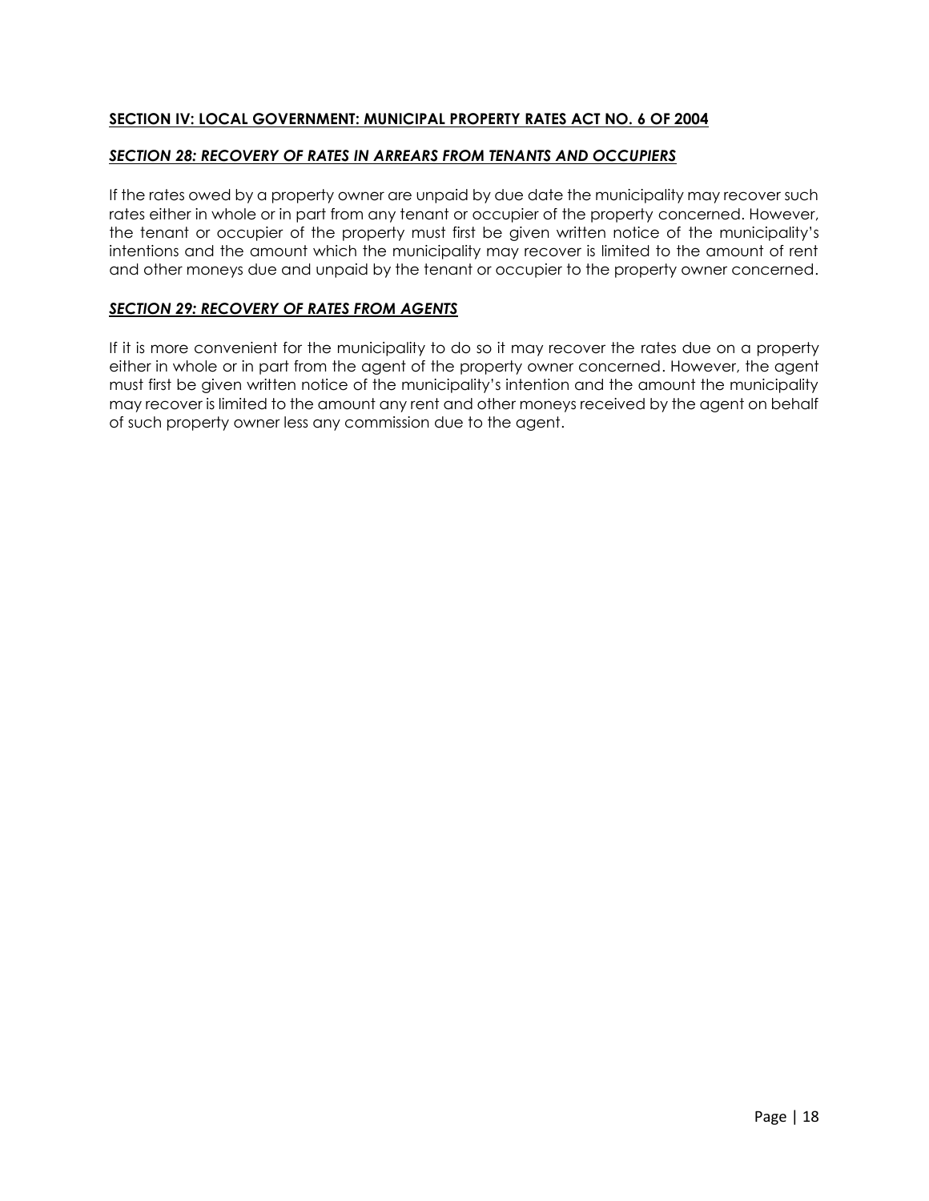## SECTION IV: LOCAL GOVERNMENT: MUNICIPAL PROPERTY RATES ACT NO. 6 OF 2004

### *SECTION 28: RECOVERY OF RATES IN ARREARS FROM TENANTS AND OCCUPIERS*

If the rates owed by a property owner are unpaid by due date the municipality may recover such rates either in whole or in part from any tenant or occupier of the property concerned. However, the tenant or occupier of the property must first be given written notice of the municipality's intentions and the amount which the municipality may recover is limited to the amount of rent and other moneys due and unpaid by the tenant or occupier to the property owner concerned.

### *SECTION 29: RECOVERY OF RATES FROM AGENTS*

If it is more convenient for the municipality to do so it may recover the rates due on a property either in whole or in part from the agent of the property owner concerned. However, the agent must first be given written notice of the municipality's intention and the amount the municipality may recover is limited to the amount any rent and other moneys received by the agent on behalf of such property owner less any commission due to the agent.